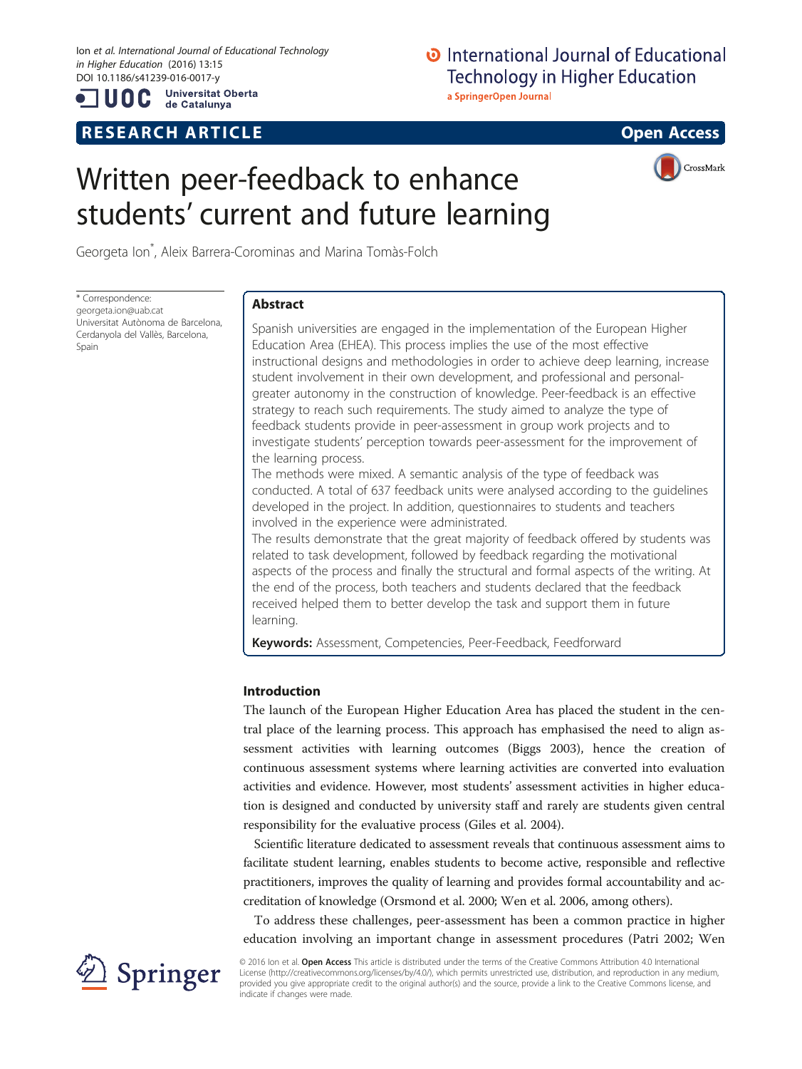# Written peer-feedback to enhance students' current and future learning

Georgeta Ion*, Aleix Barrera-Corominas and Marina Tomàs-Folch

* Correspondence: georgeta.ion@uab.cat
Universitat Autònoma de Barcelona, Cerdanyola del Vallès, Barcelona, Spain

## Abstract

Spanish universities are engaged in the implementation of the European Higher Education Area (EHEA). This process implies the use of the most effective instructional designs and methodologies in order to achieve deep learning, increase student involvement in their own development, and professional and personal-greater autonomy in the construction of knowledge. Peer-feedback is an effective strategy to reach such requirements. The study aimed to analyze the type of feedback students provide in peer-assessment in group work projects and to investigate students' perception towards peer-assessment for the improvement of the learning process.

The methods were mixed. A semantic analysis of the type of feedback was conducted. A total of 637 feedback units were analysed according to the guidelines developed in the project. In addition, questionnaires to students and teachers involved in the experience were administrated.

The results demonstrate that the great majority of feedback offered by students was related to task development, followed by feedback regarding the motivational aspects of the process and finally the structural and formal aspects of the writing. At the end of the process, both teachers and students declared that the feedback received helped them to better develop the task and support them in future learning.

**Keywords:** Assessment, Competencies, Peer-Feedback, Feedforward

## Introduction

The launch of the European Higher Education Area has placed the student in the central place of the learning process. This approach has emphasised the need to align assessment activities with learning outcomes (Biggs 2003), hence the creation of continuous assessment systems where learning activities are converted into evaluation activities and evidence. However, most students' assessment activities in higher education is designed and conducted by university staff and rarely are students given central responsibility for the evaluative process (Giles et al. 2004).

Scientific literature dedicated to assessment reveals that continuous assessment aims to facilitate student learning, enables students to become active, responsible and reflective practitioners, improves the quality of learning and provides formal accountability and accreditation of knowledge (Orsmond et al. 2000; Wen et al. 2006, among others).

To address these challenges, peer-assessment has been a common practice in higher education involving an important change in assessment procedures (Patri 2002; Wen

© 2016 Ion et al. **Open Access** This article is distributed under the terms of the Creative Commons Attribution 4.0 International License (http://creativecommons.org/licenses/by/4.0/), which permits unrestricted use, distribution, and reproduction in any medium, provided you give appropriate credit to the original author(s) and the source, provide a link to the Creative Commons license, and indicate if changes were made.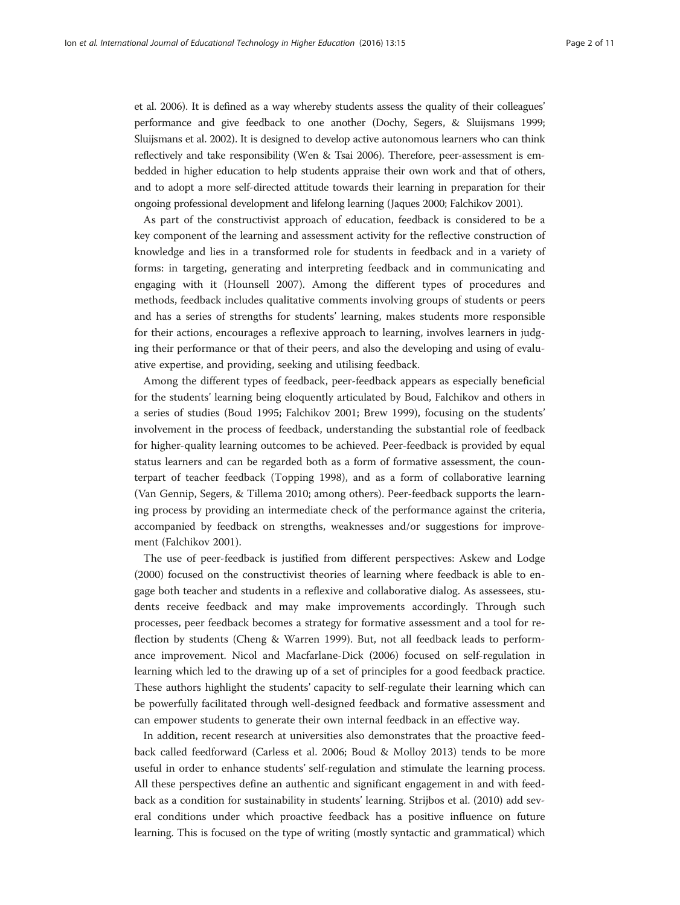et al. 2006). It is defined as a way whereby students assess the quality of their colleagues' performance and give feedback to one another (Dochy, Segers, & Sluijsmans 1999; Sluijsmans et al. 2002). It is designed to develop active autonomous learners who can think reflectively and take responsibility (Wen & Tsai 2006). Therefore, peer-assessment is embedded in higher education to help students appraise their own work and that of others, and to adopt a more self-directed attitude towards their learning in preparation for their ongoing professional development and lifelong learning (Jaques 2000; Falchikov 2001).

As part of the constructivist approach of education, feedback is considered to be a key component of the learning and assessment activity for the reflective construction of knowledge and lies in a transformed role for students in feedback and in a variety of forms: in targeting, generating and interpreting feedback and in communicating and engaging with it (Hounsell 2007). Among the different types of procedures and methods, feedback includes qualitative comments involving groups of students or peers and has a series of strengths for students' learning, makes students more responsible for their actions, encourages a reflexive approach to learning, involves learners in judging their performance or that of their peers, and also the developing and using of evaluative expertise, and providing, seeking and utilising feedback.

Among the different types of feedback, peer-feedback appears as especially beneficial for the students' learning being eloquently articulated by Boud, Falchikov and others in a series of studies (Boud 1995; Falchikov 2001; Brew 1999), focusing on the students' involvement in the process of feedback, understanding the substantial role of feedback for higher-quality learning outcomes to be achieved. Peer-feedback is provided by equal status learners and can be regarded both as a form of formative assessment, the counterpart of teacher feedback (Topping 1998), and as a form of collaborative learning (Van Gennip, Segers, & Tillema 2010; among others). Peer-feedback supports the learning process by providing an intermediate check of the performance against the criteria, accompanied by feedback on strengths, weaknesses and/or suggestions for improvement (Falchikov 2001).

The use of peer-feedback is justified from different perspectives: Askew and Lodge (2000) focused on the constructivist theories of learning where feedback is able to engage both teacher and students in a reflexive and collaborative dialog. As assessees, students receive feedback and may make improvements accordingly. Through such processes, peer feedback becomes a strategy for formative assessment and a tool for reflection by students (Cheng & Warren 1999). But, not all feedback leads to performance improvement. Nicol and Macfarlane-Dick (2006) focused on self-regulation in learning which led to the drawing up of a set of principles for a good feedback practice. These authors highlight the students' capacity to self-regulate their learning which can be powerfully facilitated through well-designed feedback and formative assessment and can empower students to generate their own internal feedback in an effective way.

In addition, recent research at universities also demonstrates that the proactive feedback called feedforward (Carless et al. 2006; Boud & Molloy 2013) tends to be more useful in order to enhance students' self-regulation and stimulate the learning process. All these perspectives define an authentic and significant engagement in and with feedback as a condition for sustainability in students' learning. Strijbos et al. (2010) add several conditions under which proactive feedback has a positive influence on future learning. This is focused on the type of writing (mostly syntactic and grammatical) which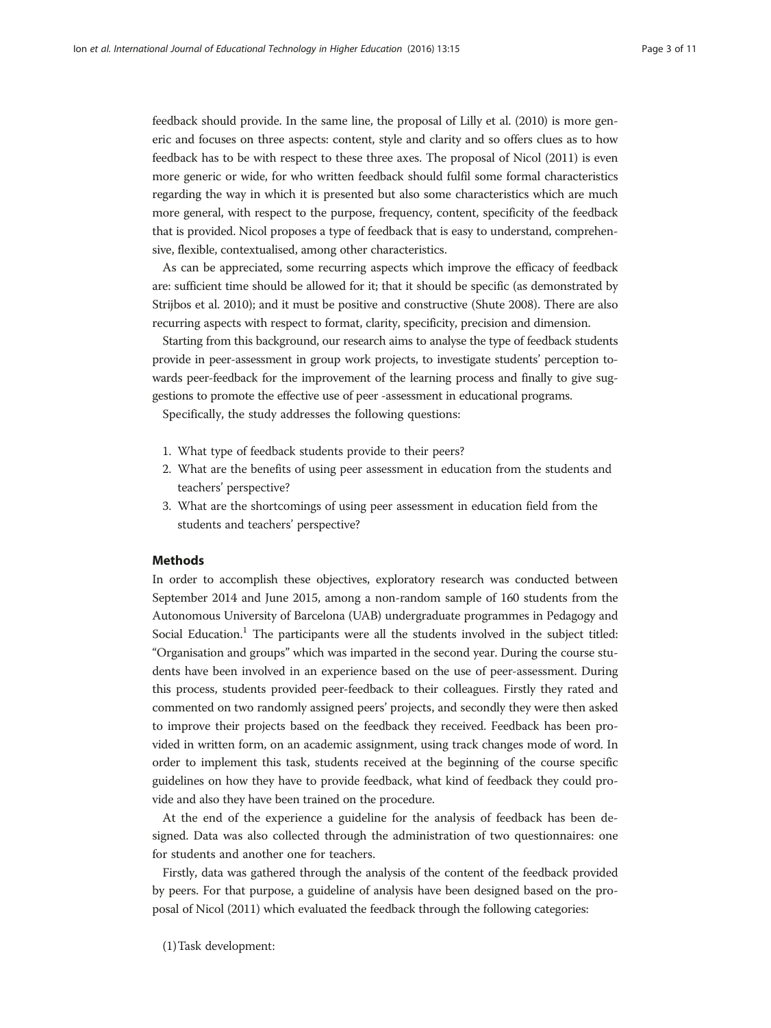feedback should provide. In the same line, the proposal of Lilly et al. (2010) is more generic and focuses on three aspects: content, style and clarity and so offers clues as to how feedback has to be with respect to these three axes. The proposal of Nicol (2011) is even more generic or wide, for who written feedback should fulfil some formal characteristics regarding the way in which it is presented but also some characteristics which are much more general, with respect to the purpose, frequency, content, specificity of the feedback that is provided. Nicol proposes a type of feedback that is easy to understand, comprehensive, flexible, contextualised, among other characteristics.

As can be appreciated, some recurring aspects which improve the efficacy of feedback are: sufficient time should be allowed for it; that it should be specific (as demonstrated by Strijbos et al. 2010); and it must be positive and constructive (Shute 2008). There are also recurring aspects with respect to format, clarity, specificity, precision and dimension.

Starting from this background, our research aims to analyse the type of feedback students provide in peer-assessment in group work projects, to investigate students' perception towards peer-feedback for the improvement of the learning process and finally to give suggestions to promote the effective use of peer -assessment in educational programs.

Specifically, the study addresses the following questions:

1. What type of feedback students provide to their peers?
2. What are the benefits of using peer assessment in education from the students and teachers' perspective?
3. What are the shortcomings of using peer assessment in education field from the students and teachers' perspective?

## Methods

In order to accomplish these objectives, exploratory research was conducted between September 2014 and June 2015, among a non-random sample of 160 students from the Autonomous University of Barcelona (UAB) undergraduate programmes in Pedagogy and Social Education.[1] The participants were all the students involved in the subject titled: "Organisation and groups" which was imparted in the second year. During the course students have been involved in an experience based on the use of peer-assessment. During this process, students provided peer-feedback to their colleagues. Firstly they rated and commented on two randomly assigned peers' projects, and secondly they were then asked to improve their projects based on the feedback they received. Feedback has been provided in written form, on an academic assignment, using track changes mode of word. In order to implement this task, students received at the beginning of the course specific guidelines on how they have to provide feedback, what kind of feedback they could provide and also they have been trained on the procedure.

At the end of the experience a guideline for the analysis of feedback has been designed. Data was also collected through the administration of two questionnaires: one for students and another one for teachers.

Firstly, data was gathered through the analysis of the content of the feedback provided by peers. For that purpose, a guideline of analysis have been designed based on the proposal of Nicol (2011) which evaluated the feedback through the following categories:

(1) Task development: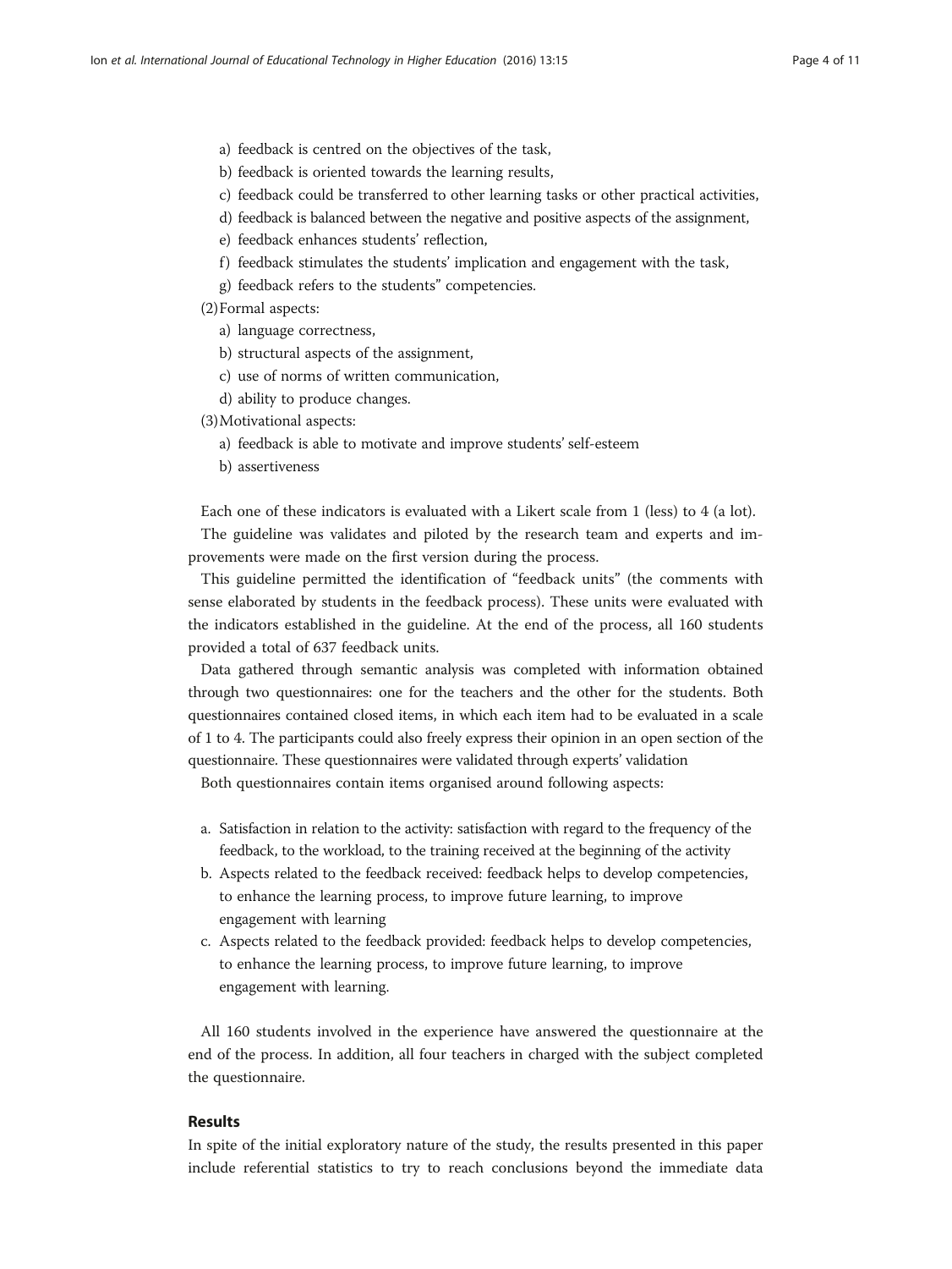a) feedback is centred on the objectives of the task,
b) feedback is oriented towards the learning results,
c) feedback could be transferred to other learning tasks or other practical activities,
d) feedback is balanced between the negative and positive aspects of the assignment,
e) feedback enhances students' reflection,
f) feedback stimulates the students' implication and engagement with the task,
g) feedback refers to the students" competencies.

(2) Formal aspects:

a) language correctness,
b) structural aspects of the assignment,
c) use of norms of written communication,
d) ability to produce changes.

(3) Motivational aspects:

a) feedback is able to motivate and improve students' self-esteem
b) assertiveness

Each one of these indicators is evaluated with a Likert scale from 1 (less) to 4 (a lot).

The guideline was validates and piloted by the research team and experts and improvements were made on the first version during the process.

This guideline permitted the identification of "feedback units" (the comments with sense elaborated by students in the feedback process). These units were evaluated with the indicators established in the guideline. At the end of the process, all 160 students provided a total of 637 feedback units.

Data gathered through semantic analysis was completed with information obtained through two questionnaires: one for the teachers and the other for the students. Both questionnaires contained closed items, in which each item had to be evaluated in a scale of 1 to 4. The participants could also freely express their opinion in an open section of the questionnaire. These questionnaires were validated through experts' validation

Both questionnaires contain items organised around following aspects:

a. Satisfaction in relation to the activity: satisfaction with regard to the frequency of the feedback, to the workload, to the training received at the beginning of the activity
b. Aspects related to the feedback received: feedback helps to develop competencies, to enhance the learning process, to improve future learning, to improve engagement with learning
c. Aspects related to the feedback provided: feedback helps to develop competencies, to enhance the learning process, to improve future learning, to improve engagement with learning.

All 160 students involved in the experience have answered the questionnaire at the end of the process. In addition, all four teachers in charged with the subject completed the questionnaire.

## Results

In spite of the initial exploratory nature of the study, the results presented in this paper include referential statistics to try to reach conclusions beyond the immediate data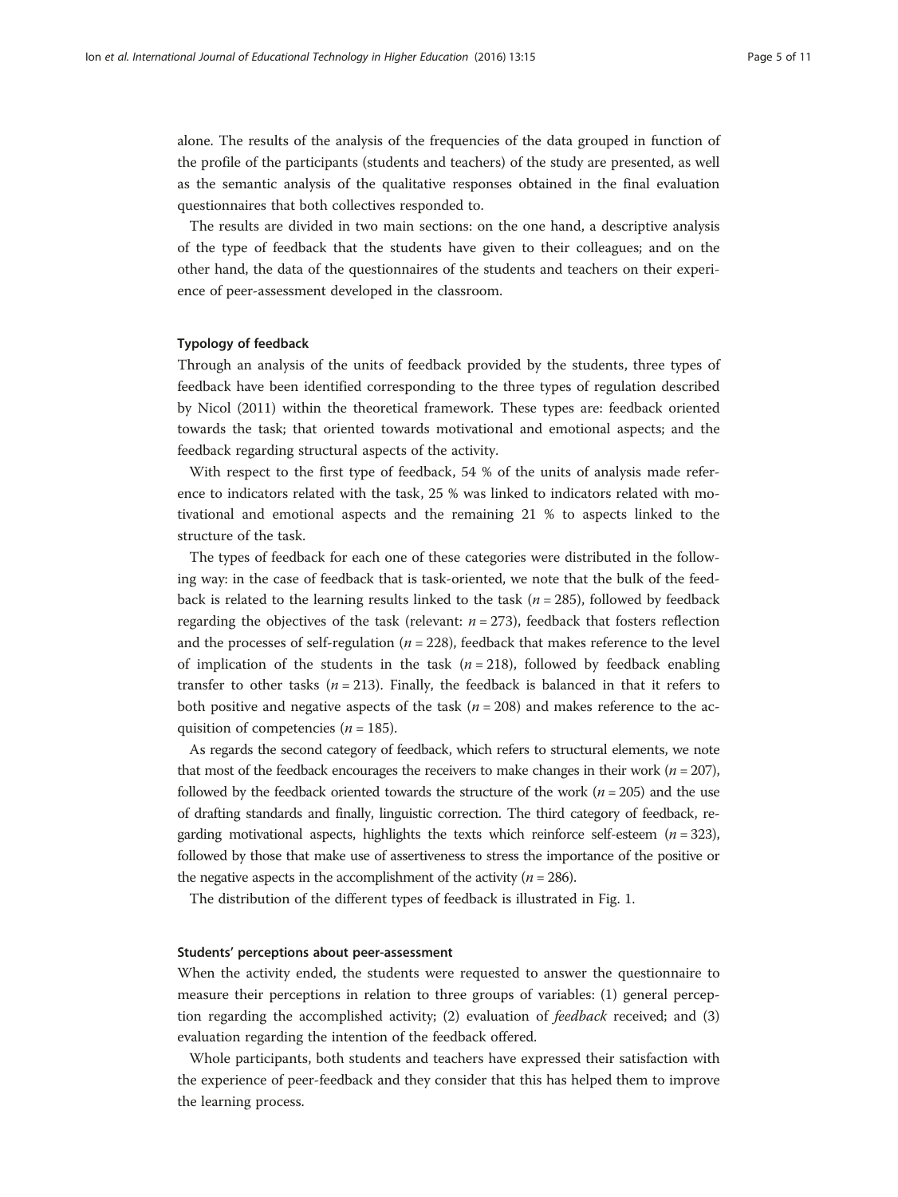alone. The results of the analysis of the frequencies of the data grouped in function of the profile of the participants (students and teachers) of the study are presented, as well as the semantic analysis of the qualitative responses obtained in the final evaluation questionnaires that both collectives responded to.

The results are divided in two main sections: on the one hand, a descriptive analysis of the type of feedback that the students have given to their colleagues; and on the other hand, the data of the questionnaires of the students and teachers on their experience of peer-assessment developed in the classroom.

### Typology of feedback

Through an analysis of the units of feedback provided by the students, three types of feedback have been identified corresponding to the three types of regulation described by Nicol (2011) within the theoretical framework. These types are: feedback oriented towards the task; that oriented towards motivational and emotional aspects; and the feedback regarding structural aspects of the activity.

With respect to the first type of feedback, 54 % of the units of analysis made reference to indicators related with the task, 25 % was linked to indicators related with motivational and emotional aspects and the remaining 21 % to aspects linked to the structure of the task.

The types of feedback for each one of these categories were distributed in the following way: in the case of feedback that is task-oriented, we note that the bulk of the feedback is related to the learning results linked to the task ($n = 285$), followed by feedback regarding the objectives of the task (relevant: $n = 273$), feedback that fosters reflection and the processes of self-regulation ($n = 228$), feedback that makes reference to the level of implication of the students in the task ($n = 218$), followed by feedback enabling transfer to other tasks ($n = 213$). Finally, the feedback is balanced in that it refers to both positive and negative aspects of the task ($n = 208$) and makes reference to the acquisition of competencies ($n = 185$).

As regards the second category of feedback, which refers to structural elements, we note that most of the feedback encourages the receivers to make changes in their work ($n = 207$), followed by the feedback oriented towards the structure of the work ($n = 205$) and the use of drafting standards and finally, linguistic correction. The third category of feedback, regarding motivational aspects, highlights the texts which reinforce self-esteem ($n = 323$), followed by those that make use of assertiveness to stress the importance of the positive or the negative aspects in the accomplishment of the activity ($n = 286$).

The distribution of the different types of feedback is illustrated in Fig. 1.

### Students' perceptions about peer-assessment

When the activity ended, the students were requested to answer the questionnaire to measure their perceptions in relation to three groups of variables: (1) general perception regarding the accomplished activity; (2) evaluation of *feedback* received; and (3) evaluation regarding the intention of the feedback offered.

Whole participants, both students and teachers have expressed their satisfaction with the experience of peer-feedback and they consider that this has helped them to improve the learning process.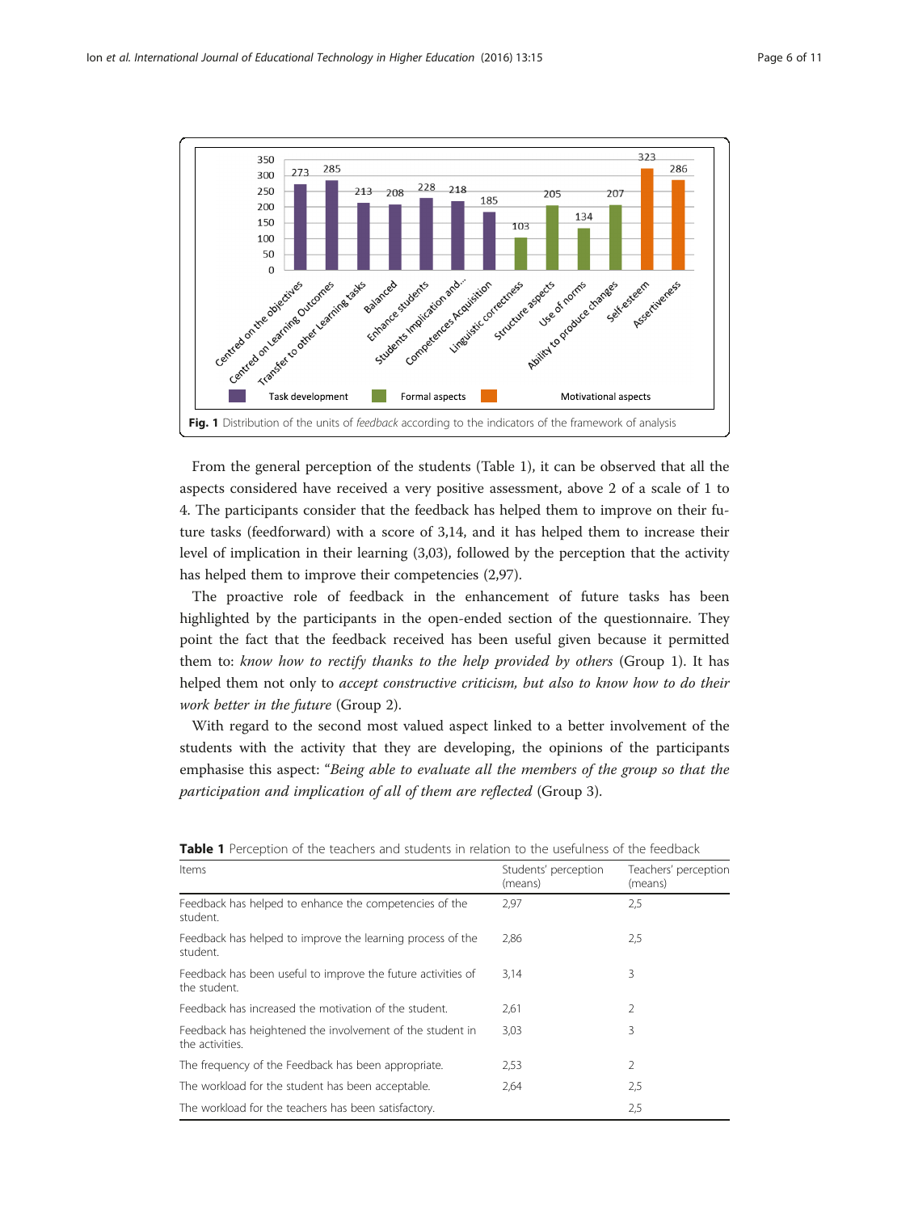Fig. 1 Distribution of the units of *feedback* according to the indicators of the framework of analysis

From the general perception of the students (Table 1), it can be observed that all the aspects considered have received a very positive assessment, above 2 of a scale of 1 to 4. The participants consider that the feedback has helped them to improve on their future tasks (feedforward) with a score of 3,14, and it has helped them to increase their level of implication in their learning (3,03), followed by the perception that the activity has helped them to improve their competencies (2,97).

The proactive role of feedback in the enhancement of future tasks has been highlighted by the participants in the open-ended section of the questionnaire. They point the fact that the feedback received has been useful given because it permitted them to: *know how to rectify thanks to the help provided by others* (Group 1). It has helped them not only to *accept constructive criticism, but also to know how to do their work better in the future* (Group 2).

With regard to the second most valued aspect linked to a better involvement of the students with the activity that they are developing, the opinions of the participants emphasise this aspect: "*Being able to evaluate all the members of the group so that the participation and implication of all of them are reflected* (Group 3).

**Table 1** Perception of the teachers and students in relation to the usefulness of the feedback

| Items | Students' perception (means) | Teachers' perception (means) |
| --- | --- | --- |
| Feedback has helped to enhance the competencies of the student. | 2,97 | 2,5 |
| Feedback has helped to improve the learning process of the student. | 2,86 | 2,5 |
| Feedback has been useful to improve the future activities of the student. | 3,14 | 3 |
| Feedback has increased the motivation of the student. | 2,61 | 2 |
| Feedback has heightened the involvement of the student in the activities. | 3,03 | 3 |
| The frequency of the Feedback has been appropriate. | 2,53 | 2 |
| The workload for the student has been acceptable. | 2,64 | 2,5 |
| The workload for the teachers has been satisfactory. | | 2,5 |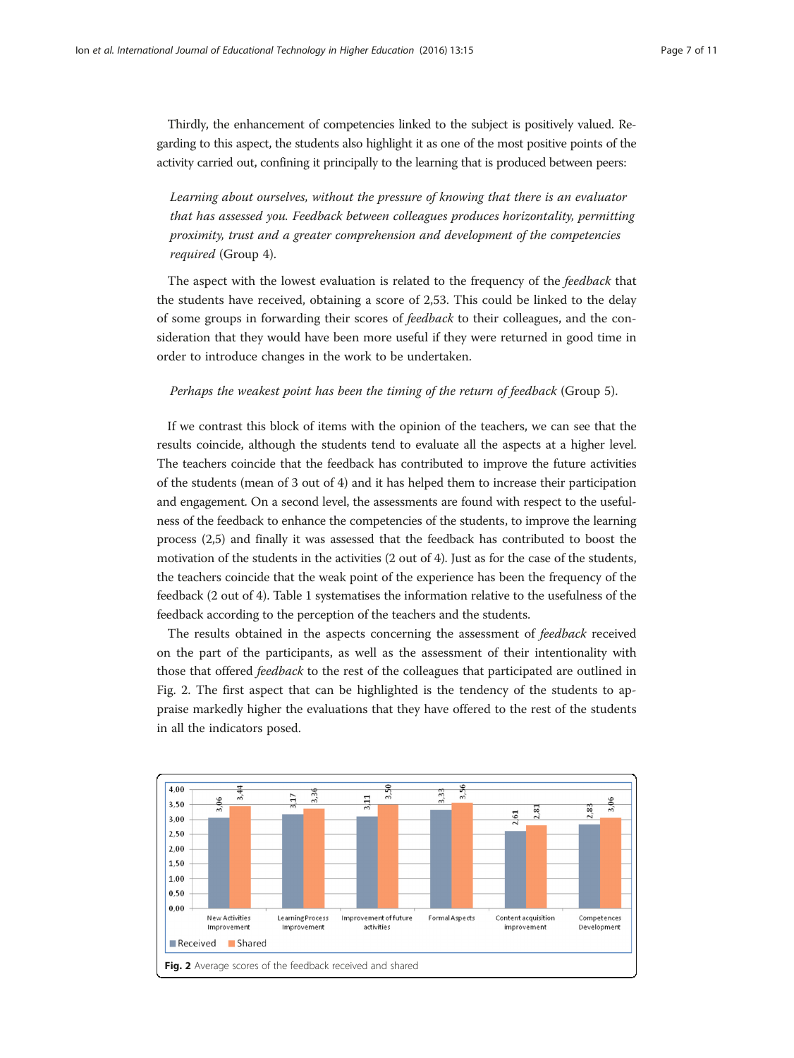Thirdly, the enhancement of competencies linked to the subject is positively valued. Regarding to this aspect, the students also highlight it as one of the most positive points of the activity carried out, confining it principally to the learning that is produced between peers:

> *Learning about ourselves, without the pressure of knowing that there is an evaluator that has assessed you. Feedback between colleagues produces horizontality, permitting proximity, trust and a greater comprehension and development of the competencies required* (Group 4).

The aspect with the lowest evaluation is related to the frequency of the *feedback* that the students have received, obtaining a score of 2,53. This could be linked to the delay of some groups in forwarding their scores of *feedback* to their colleagues, and the consideration that they would have been more useful if they were returned in good time in order to introduce changes in the work to be undertaken.

> *Perhaps the weakest point has been the timing of the return of feedback* (Group 5).

If we contrast this block of items with the opinion of the teachers, we can see that the results coincide, although the students tend to evaluate all the aspects at a higher level. The teachers coincide that the feedback has contributed to improve the future activities of the students (mean of 3 out of 4) and it has helped them to increase their participation and engagement. On a second level, the assessments are found with respect to the usefulness of the feedback to enhance the competencies of the students, to improve the learning process (2,5) and finally it was assessed that the feedback has contributed to boost the motivation of the students in the activities (2 out of 4). Just as for the case of the students, the teachers coincide that the weak point of the experience has been the frequency of the feedback (2 out of 4). Table 1 systematises the information relative to the usefulness of the feedback according to the perception of the teachers and the students.

The results obtained in the aspects concerning the assessment of *feedback* received on the part of the participants, as well as the assessment of their intentionality with those that offered *feedback* to the rest of the colleagues that participated are outlined in Fig. 2. The first aspect that can be highlighted is the tendency of the students to appraise markedly higher the evaluations that they have offered to the rest of the students in all the indicators posed.

| | New Activities Improvement | Learning Process Improvement | Improvement of future activities | Formal Aspects | Content acquisition improvement | Competences Development |
|---|---|---|---|---|---|---|
| Received | 3,06 | 3,17 | 3,11 | 3,33 | 2,61 | 2,83 |
| Shared | 3,44 | 3,36 | 3,50 | 3,56 | 2,81 | 3,06 |

**Fig. 2** Average scores of the feedback received and shared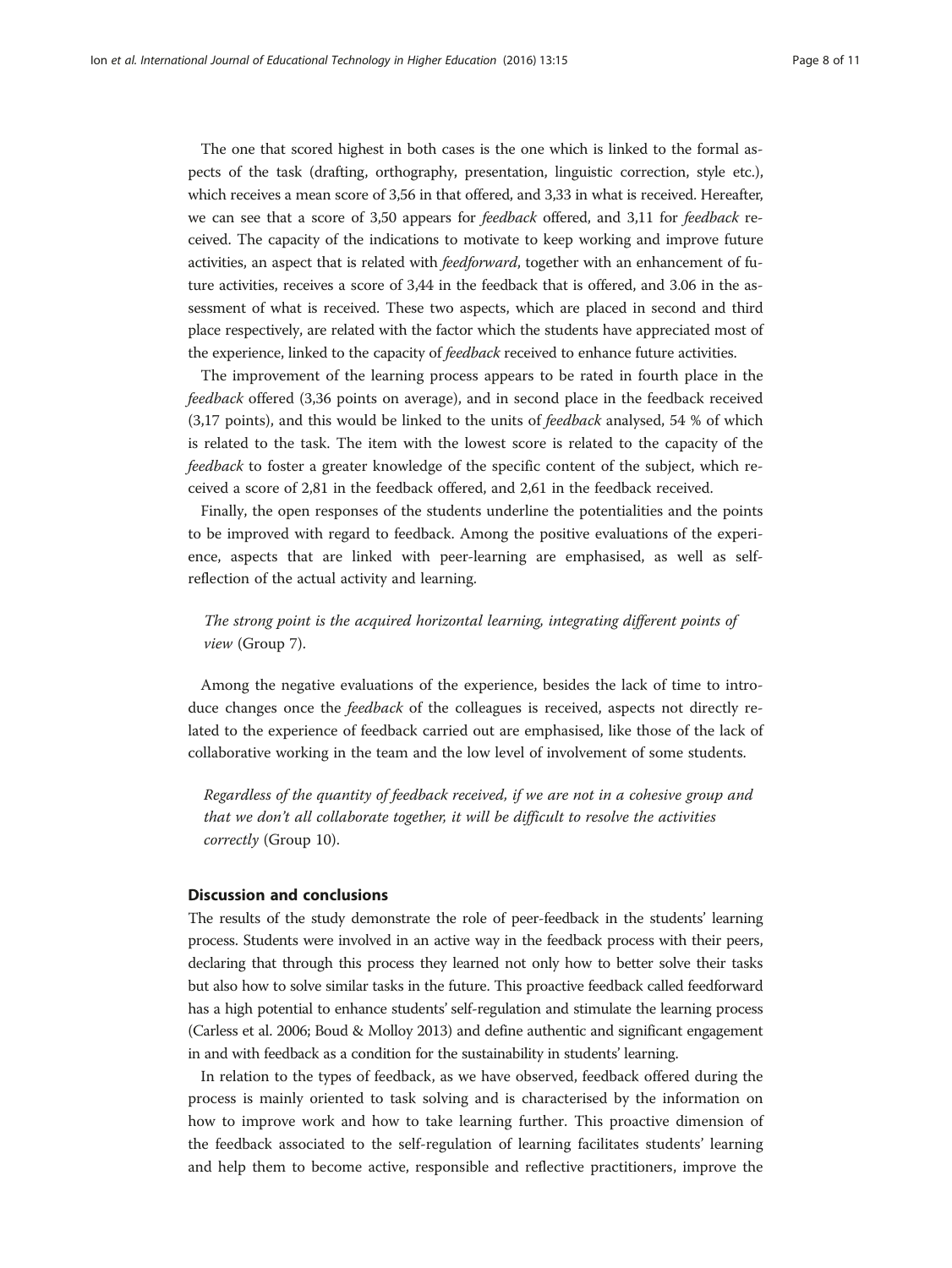The one that scored highest in both cases is the one which is linked to the formal aspects of the task (drafting, orthography, presentation, linguistic correction, style etc.), which receives a mean score of 3,56 in that offered, and 3,33 in what is received. Hereafter, we can see that a score of 3,50 appears for *feedback* offered, and 3,11 for *feedback* received. The capacity of the indications to motivate to keep working and improve future activities, an aspect that is related with *feedforward*, together with an enhancement of future activities, receives a score of 3,44 in the feedback that is offered, and 3.06 in the assessment of what is received. These two aspects, which are placed in second and third place respectively, are related with the factor which the students have appreciated most of the experience, linked to the capacity of *feedback* received to enhance future activities.

The improvement of the learning process appears to be rated in fourth place in the *feedback* offered (3,36 points on average), and in second place in the feedback received (3,17 points), and this would be linked to the units of *feedback* analysed, 54 % of which is related to the task. The item with the lowest score is related to the capacity of the *feedback* to foster a greater knowledge of the specific content of the subject, which received a score of 2,81 in the feedback offered, and 2,61 in the feedback received.

Finally, the open responses of the students underline the potentialities and the points to be improved with regard to feedback. Among the positive evaluations of the experience, aspects that are linked with peer-learning are emphasised, as well as self-reflection of the actual activity and learning.

> *The strong point is the acquired horizontal learning, integrating different points of view* (Group 7).

Among the negative evaluations of the experience, besides the lack of time to introduce changes once the *feedback* of the colleagues is received, aspects not directly related to the experience of feedback carried out are emphasised, like those of the lack of collaborative working in the team and the low level of involvement of some students.

> *Regardless of the quantity of feedback received, if we are not in a cohesive group and that we don't all collaborate together, it will be difficult to resolve the activities correctly* (Group 10).

## Discussion and conclusions

The results of the study demonstrate the role of peer-feedback in the students' learning process. Students were involved in an active way in the feedback process with their peers, declaring that through this process they learned not only how to better solve their tasks but also how to solve similar tasks in the future. This proactive feedback called feedforward has a high potential to enhance students' self-regulation and stimulate the learning process (Carless et al. 2006; Boud & Molloy 2013) and define authentic and significant engagement in and with feedback as a condition for the sustainability in students' learning.

In relation to the types of feedback, as we have observed, feedback offered during the process is mainly oriented to task solving and is characterised by the information on how to improve work and how to take learning further. This proactive dimension of the feedback associated to the self-regulation of learning facilitates students' learning and help them to become active, responsible and reflective practitioners, improve the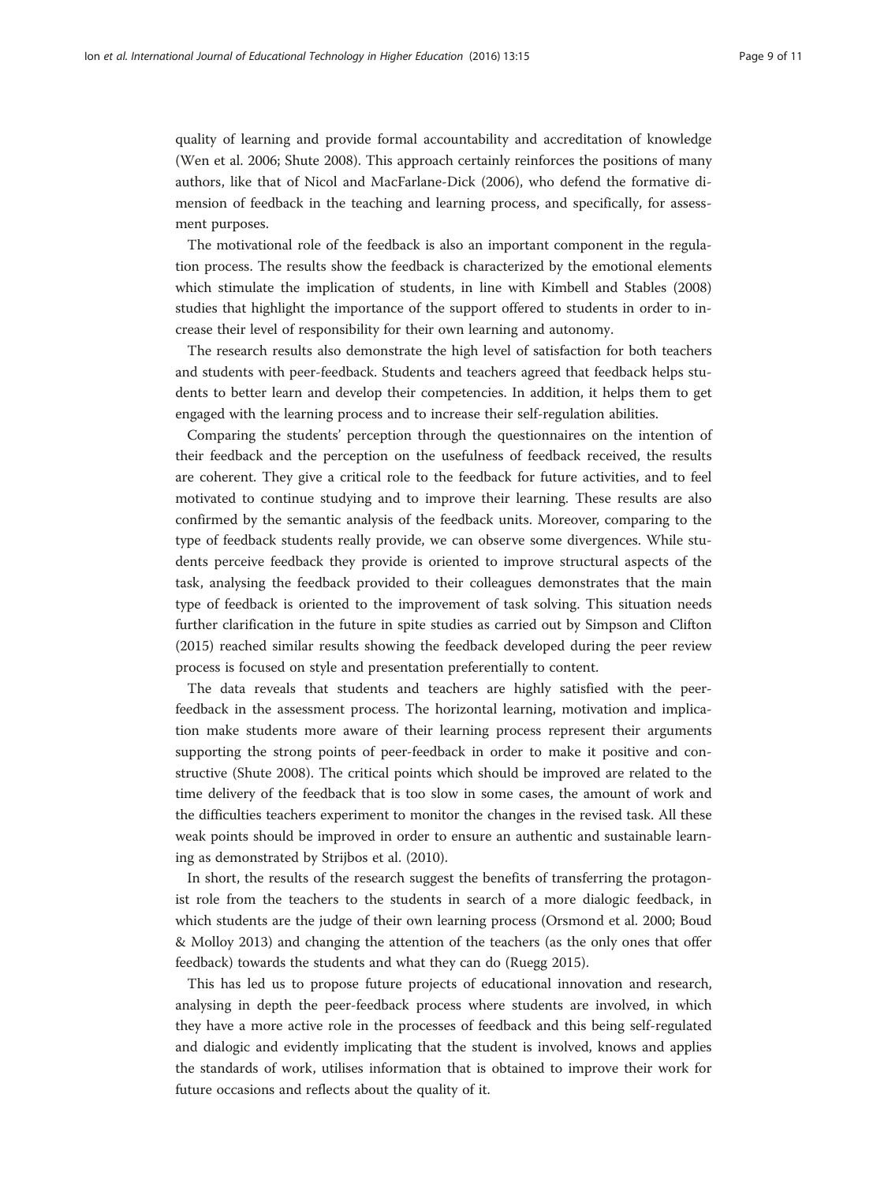quality of learning and provide formal accountability and accreditation of knowledge (Wen et al. 2006; Shute 2008). This approach certainly reinforces the positions of many authors, like that of Nicol and MacFarlane-Dick (2006), who defend the formative dimension of feedback in the teaching and learning process, and specifically, for assessment purposes.

The motivational role of the feedback is also an important component in the regulation process. The results show the feedback is characterized by the emotional elements which stimulate the implication of students, in line with Kimbell and Stables (2008) studies that highlight the importance of the support offered to students in order to increase their level of responsibility for their own learning and autonomy.

The research results also demonstrate the high level of satisfaction for both teachers and students with peer-feedback. Students and teachers agreed that feedback helps students to better learn and develop their competencies. In addition, it helps them to get engaged with the learning process and to increase their self-regulation abilities.

Comparing the students' perception through the questionnaires on the intention of their feedback and the perception on the usefulness of feedback received, the results are coherent. They give a critical role to the feedback for future activities, and to feel motivated to continue studying and to improve their learning. These results are also confirmed by the semantic analysis of the feedback units. Moreover, comparing to the type of feedback students really provide, we can observe some divergences. While students perceive feedback they provide is oriented to improve structural aspects of the task, analysing the feedback provided to their colleagues demonstrates that the main type of feedback is oriented to the improvement of task solving. This situation needs further clarification in the future in spite studies as carried out by Simpson and Clifton (2015) reached similar results showing the feedback developed during the peer review process is focused on style and presentation preferentially to content.

The data reveals that students and teachers are highly satisfied with the peer-feedback in the assessment process. The horizontal learning, motivation and implication make students more aware of their learning process represent their arguments supporting the strong points of peer-feedback in order to make it positive and constructive (Shute 2008). The critical points which should be improved are related to the time delivery of the feedback that is too slow in some cases, the amount of work and the difficulties teachers experiment to monitor the changes in the revised task. All these weak points should be improved in order to ensure an authentic and sustainable learning as demonstrated by Strijbos et al. (2010).

In short, the results of the research suggest the benefits of transferring the protagonist role from the teachers to the students in search of a more dialogic feedback, in which students are the judge of their own learning process (Orsmond et al. 2000; Boud & Molloy 2013) and changing the attention of the teachers (as the only ones that offer feedback) towards the students and what they can do (Ruegg 2015).

This has led us to propose future projects of educational innovation and research, analysing in depth the peer-feedback process where students are involved, in which they have a more active role in the processes of feedback and this being self-regulated and dialogic and evidently implicating that the student is involved, knows and applies the standards of work, utilises information that is obtained to improve their work for future occasions and reflects about the quality of it.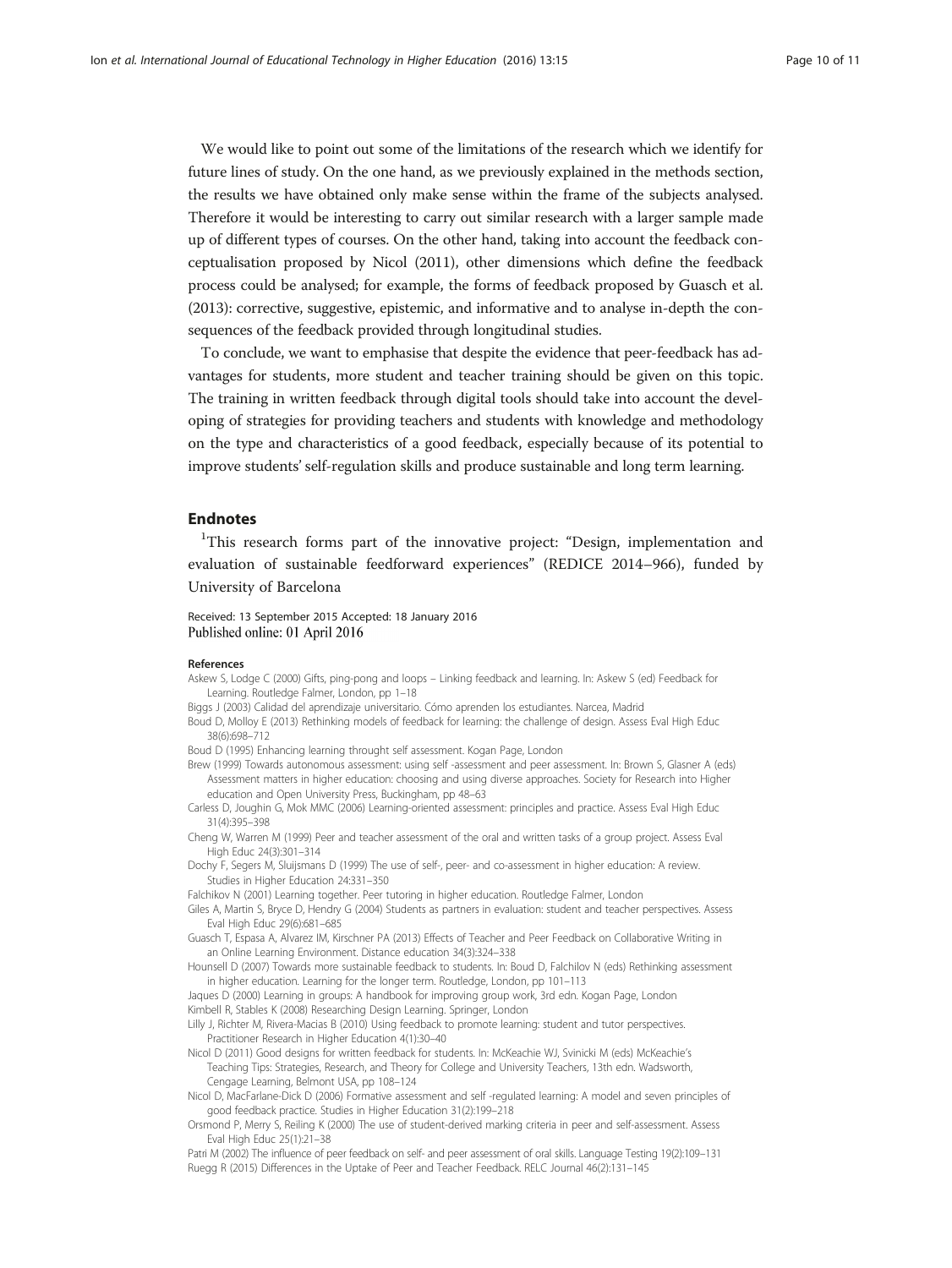We would like to point out some of the limitations of the research which we identify for future lines of study. On the one hand, as we previously explained in the methods section, the results we have obtained only make sense within the frame of the subjects analysed. Therefore it would be interesting to carry out similar research with a larger sample made up of different types of courses. On the other hand, taking into account the feedback conceptualisation proposed by Nicol (2011), other dimensions which define the feedback process could be analysed; for example, the forms of feedback proposed by Guasch et al. (2013): corrective, suggestive, epistemic, and informative and to analyse in-depth the consequences of the feedback provided through longitudinal studies.

To conclude, we want to emphasise that despite the evidence that peer-feedback has advantages for students, more student and teacher training should be given on this topic. The training in written feedback through digital tools should take into account the developing of strategies for providing teachers and students with knowledge and methodology on the type and characteristics of a good feedback, especially because of its potential to improve students' self-regulation skills and produce sustainable and long term learning.

## Endnotes

[1]This research forms part of the innovative project: "Design, implementation and evaluation of sustainable feedforward experiences" (REDICE 2014–966), funded by University of Barcelona

Received: 13 September 2015 Accepted: 18 January 2016
Published online: 01 April 2016

### References

Askew S, Lodge C (2000) Gifts, ping-pong and loops – Linking feedback and learning. In: Askew S (ed) Feedback for Learning. Routledge Falmer, London, pp 1–18

Biggs J (2003) Calidad del aprendizaje universitario. Cómo aprenden los estudiantes. Narcea, Madrid

Boud D, Molloy E (2013) Rethinking models of feedback for learning: the challenge of design. Assess Eval High Educ 38(6):698–712

Boud D (1995) Enhancing learning throught self assessment. Kogan Page, London

Brew (1999) Towards autonomous assessment: using self -assessment and peer assessment. In: Brown S, Glasner A (eds) Assessment matters in higher education: choosing and using diverse approaches. Society for Research into Higher education and Open University Press, Buckingham, pp 48–63

Carless D, Joughin G, Mok MMC (2006) Learning-oriented assessment: principles and practice. Assess Eval High Educ 31(4):395–398

Cheng W, Warren M (1999) Peer and teacher assessment of the oral and written tasks of a group project. Assess Eval High Educ 24(3):301–314

Dochy F, Segers M, Sluijsmans D (1999) The use of self-, peer- and co-assessment in higher education: A review. Studies in Higher Education 24:331–350

Falchikov N (2001) Learning together. Peer tutoring in higher education. Routledge Falmer, London

Giles A, Martin S, Bryce D, Hendry G (2004) Students as partners in evaluation: student and teacher perspectives. Assess Eval High Educ 29(6):681–685

Guasch T, Espasa A, Alvarez IM, Kirschner PA (2013) Effects of Teacher and Peer Feedback on Collaborative Writing in an Online Learning Environment. Distance education 34(3):324–338

Hounsell D (2007) Towards more sustainable feedback to students. In: Boud D, Falchilov N (eds) Rethinking assessment in higher education. Learning for the longer term. Routledge, London, pp 101–113

Jaques D (2000) Learning in groups: A handbook for improving group work, 3rd edn. Kogan Page, London

Kimbell R, Stables K (2008) Researching Design Learning. Springer, London

Lilly J, Richter M, Rivera-Macias B (2010) Using feedback to promote learning: student and tutor perspectives. Practitioner Research in Higher Education 4(1):30–40

Nicol D (2011) Good designs for written feedback for students. In: McKeachie WJ, Svinicki M (eds) McKeachie's Teaching Tips: Strategies, Research, and Theory for College and University Teachers, 13th edn. Wadsworth, Cengage Learning, Belmont USA, pp 108–124

Nicol D, MacFarlane-Dick D (2006) Formative assessment and self -regulated learning: A model and seven principles of good feedback practice. Studies in Higher Education 31(2):199–218

Orsmond P, Merry S, Reiling K (2000) The use of student-derived marking criteria in peer and self-assessment. Assess Eval High Educ 25(1):21–38

Patri M (2002) The influence of peer feedback on self- and peer assessment of oral skills. Language Testing 19(2):109–131

Ruegg R (2015) Differences in the Uptake of Peer and Teacher Feedback. RELC Journal 46(2):131–145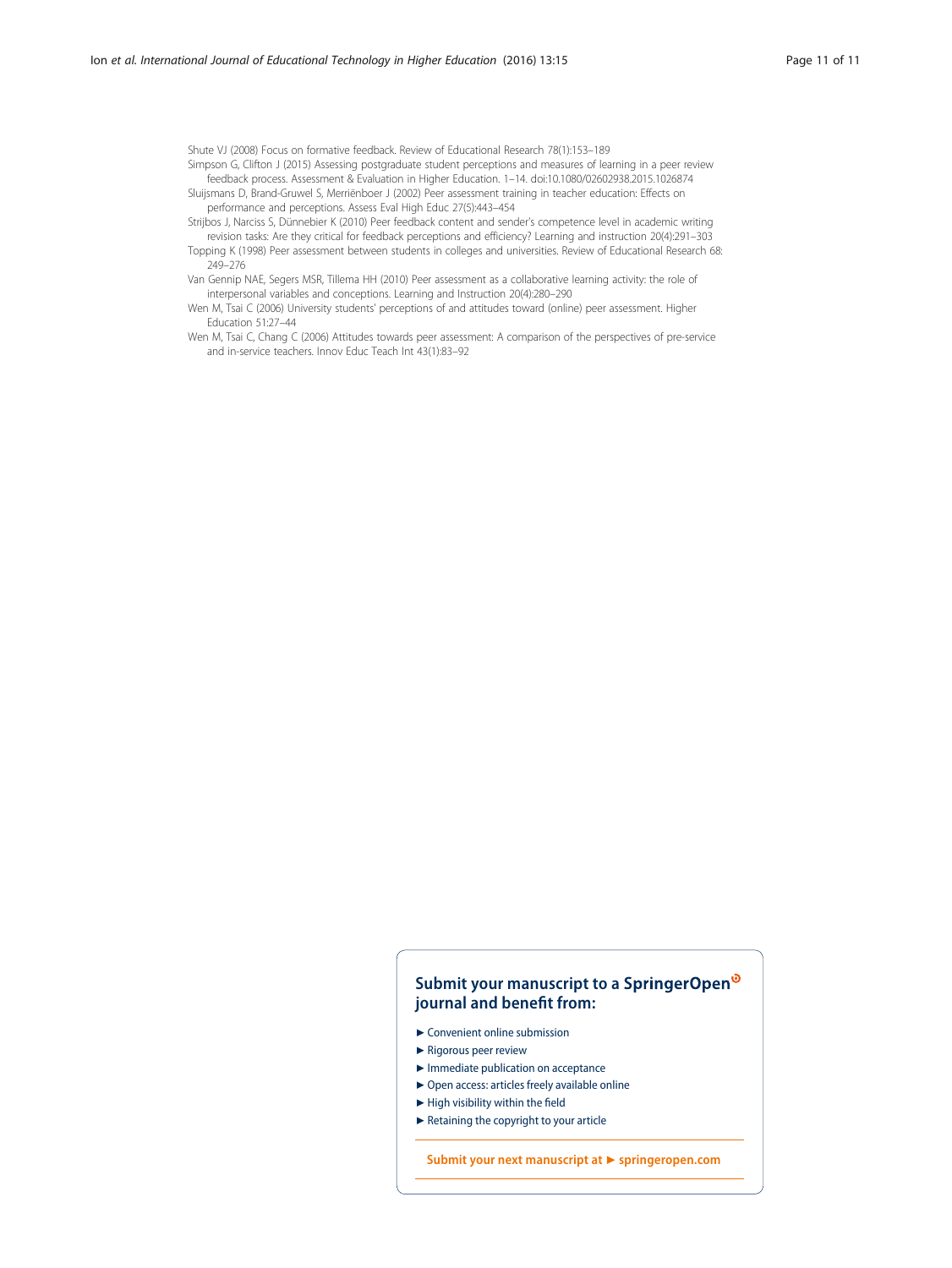Shute VJ (2008) Focus on formative feedback. Review of Educational Research 78(1):153–189

Simpson G, Clifton J (2015) Assessing postgraduate student perceptions and measures of learning in a peer review feedback process. Assessment & Evaluation in Higher Education. 1–14. doi:10.1080/02602938.2015.1026874

Sluijsmans D, Brand-Gruwel S, Merriënboer J (2002) Peer assessment training in teacher education: Effects on performance and perceptions. Assess Eval High Educ 27(5):443–454

Strijbos J, Narciss S, Dünnebier K (2010) Peer feedback content and sender's competence level in academic writing revision tasks: Are they critical for feedback perceptions and efficiency? Learning and instruction 20(4):291–303

Topping K (1998) Peer assessment between students in colleges and universities. Review of Educational Research 68: 249–276

Van Gennip NAE, Segers MSR, Tillema HH (2010) Peer assessment as a collaborative learning activity: the role of interpersonal variables and conceptions. Learning and Instruction 20(4):280–290

Wen M, Tsai C (2006) University students' perceptions of and attitudes toward (online) peer assessment. Higher Education 51:27–44

Wen M, Tsai C, Chang C (2006) Attitudes towards peer assessment: A comparison of the perspectives of pre-service and in-service teachers. Innov Educ Teach Int 43(1):83–92

**Submit your manuscript to a SpringerOpen journal and benefit from:**

- ► Convenient online submission
- ► Rigorous peer review
- ► Immediate publication on acceptance
- ► Open access: articles freely available online
- ► High visibility within the field
- ► Retaining the copyright to your article

**Submit your next manuscript at ► springeropen.com**